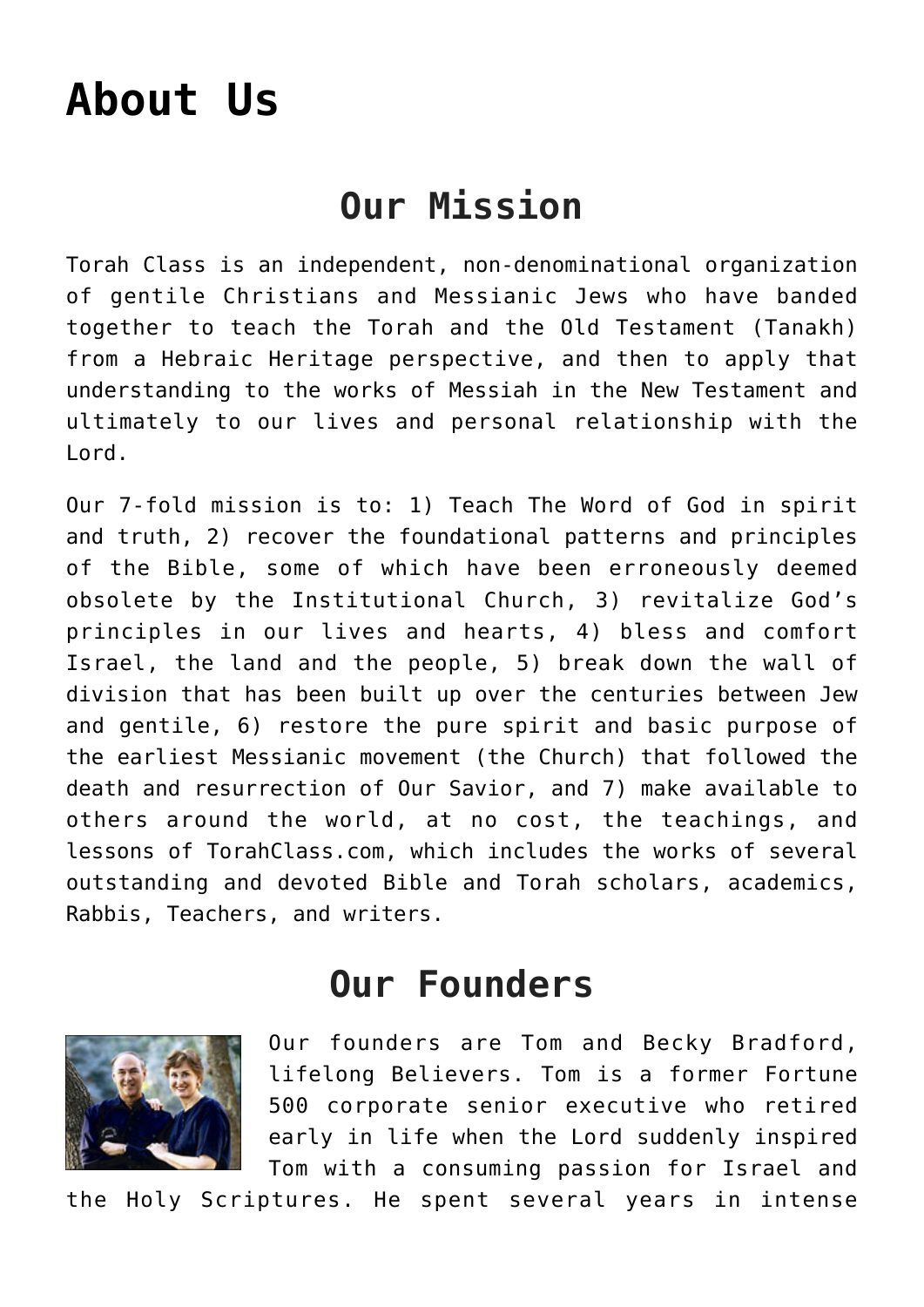# About Us

## Our Mission

Torah Class is an independent, non-denominational organization of gentile Christians and Messianic Jews who have banded together to teach the Torah and the Old Testament (Tanakh) from a Hebraic Heritage perspective, and then to apply that understanding to the works of Messiah in the New Testament and ultimately to our lives and personal relationship with the Lord.

Our 7-fold mission is to: 1) Teach The Word of God in spirit and truth, 2) recover the foundational patterns and principles of the Bible, some of which have been erroneously deemed obsolete by the Institutional Church, 3) revitalize God's principles in our lives and hearts, 4) bless and comfort Israel, the land and the people, 5) break down the wall of division that has been built up over the centuries between Jew and gentile, 6) restore the pure spirit and basic purpose of the earliest Messianic movement (the Church) that followed the death and resurrection of Our Savior, and 7) make available to others around the world, at no cost, the teachings, and lessons of TorahClass.com, which includes the works of several outstanding and devoted Bible and Torah scholars, academics, Rabbis, Teachers, and writers.

## Our Founders

Our founders are Tom and Becky Bradford, lifelong Believers. Tom is a former Fortune 500 corporate senior executive who retired early in life when the Lord suddenly inspired Tom with a consuming passion for Israel and the Holy Scriptures. He spent several years in intense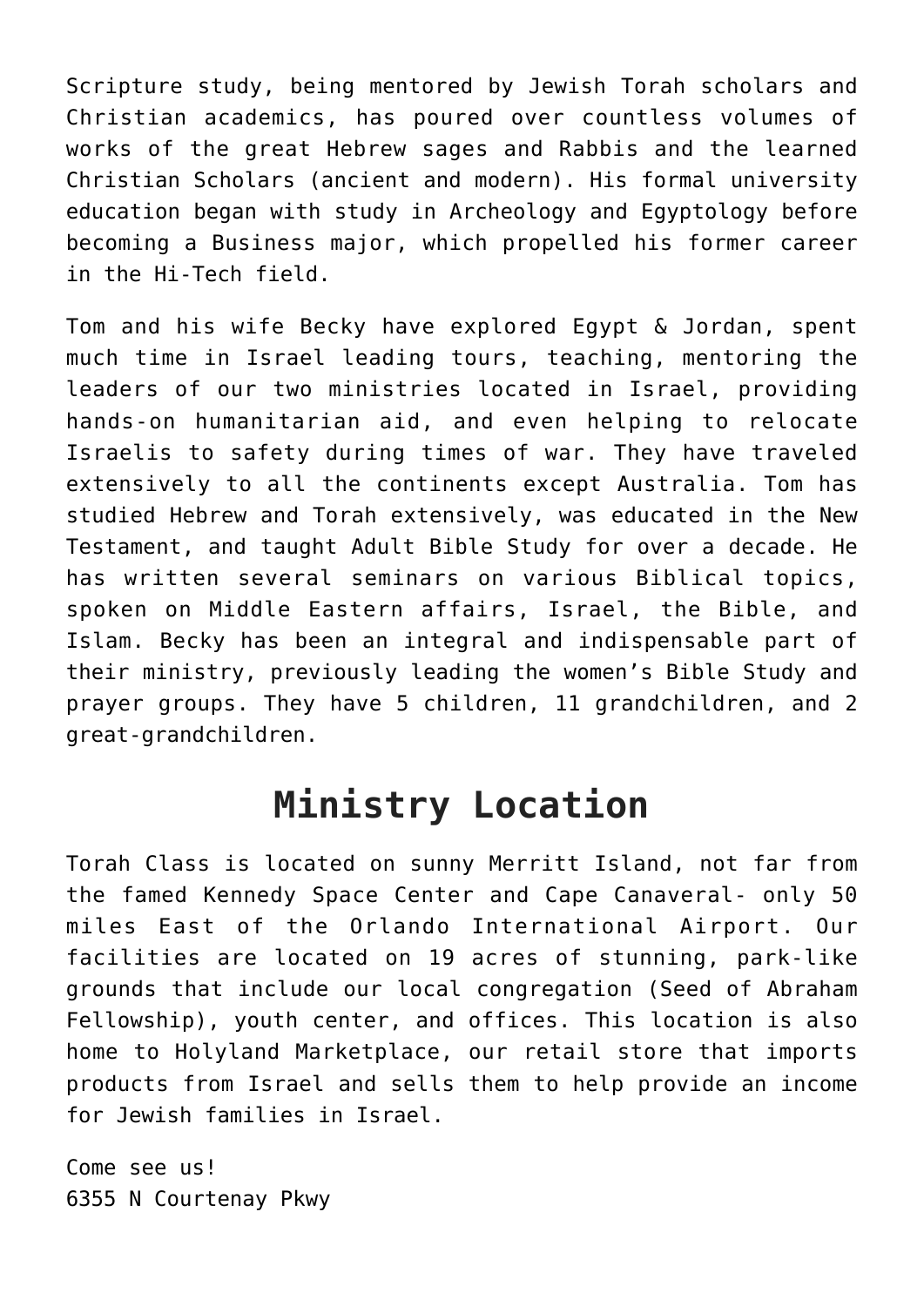Scripture study, being mentored by Jewish Torah scholars and Christian academics, has poured over countless volumes of works of the great Hebrew sages and Rabbis and the learned Christian Scholars (ancient and modern). His formal university education began with study in Archeology and Egyptology before becoming a Business major, which propelled his former career in the Hi-Tech field.

Tom and his wife Becky have explored Egypt & Jordan, spent much time in Israel leading tours, teaching, mentoring the leaders of our two ministries located in Israel, providing hands-on humanitarian aid, and even helping to relocate Israelis to safety during times of war. They have traveled extensively to all the continents except Australia. Tom has studied Hebrew and Torah extensively, was educated in the New Testament, and taught Adult Bible Study for over a decade. He has written several seminars on various Biblical topics, spoken on Middle Eastern affairs, Israel, the Bible, and Islam. Becky has been an integral and indispensable part of their ministry, previously leading the women's Bible Study and prayer groups. They have 5 children, 11 grandchildren, and 2 great-grandchildren.

## Ministry Location

Torah Class is located on sunny Merritt Island, not far from the famed Kennedy Space Center and Cape Canaveral- only 50 miles East of the Orlando International Airport. Our facilities are located on 19 acres of stunning, park-like grounds that include our local congregation (Seed of Abraham Fellowship), youth center, and offices. This location is also home to Holyland Marketplace, our retail store that imports products from Israel and sells them to help provide an income for Jewish families in Israel.

Come see us!
6355 N Courtenay Pkwy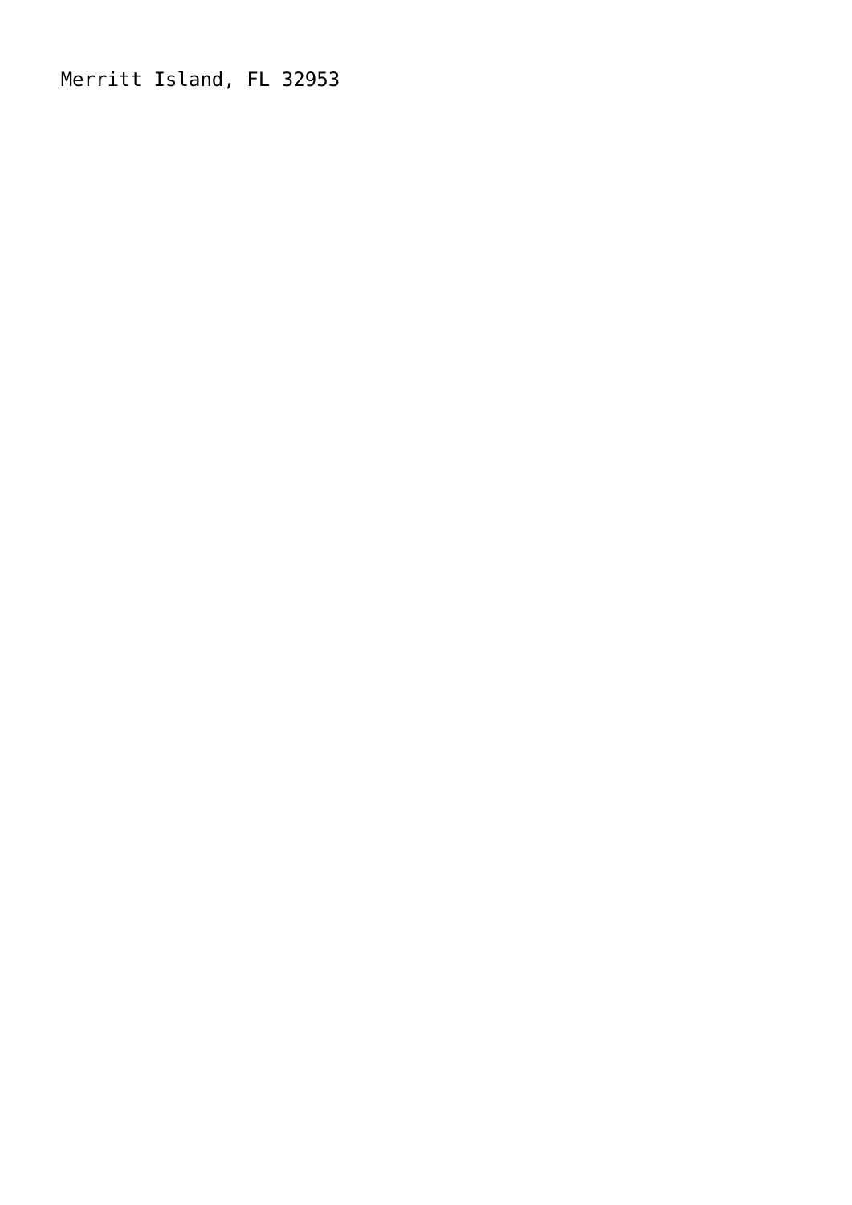Merritt Island, FL 32953